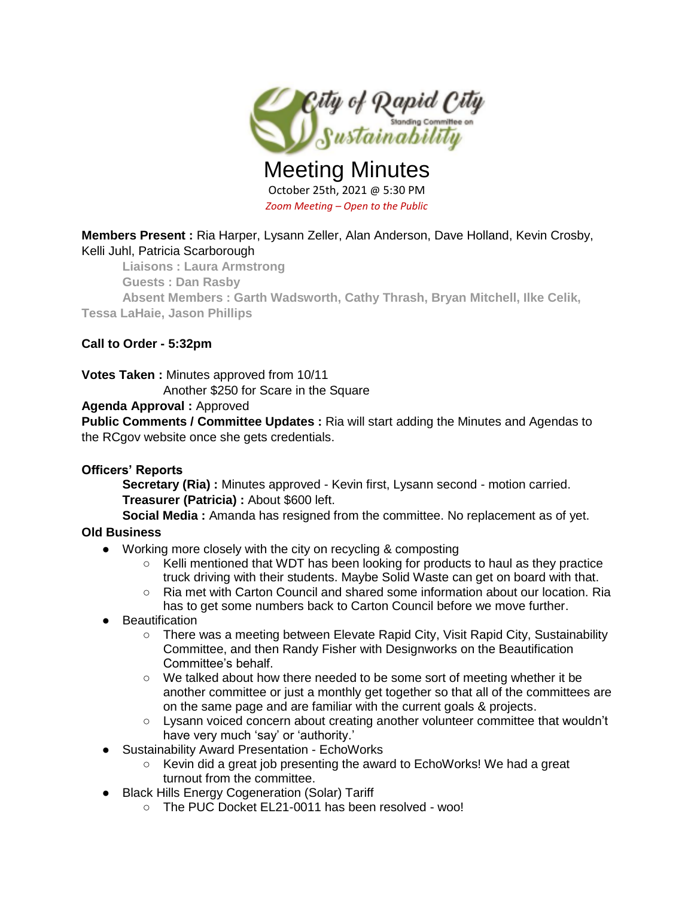City of Rapid City Standing Committee on Sustainability

# Meeting Minutes

October 25th, 2021 @ 5:30 PM

*Zoom Meeting – Open to the Public*

**Members Present :** Ria Harper, Lysann Zeller, Alan Anderson, Dave Holland, Kevin Crosby, Kelli Juhl, Patricia Scarborough

**Liaisons : Laura Armstrong**

**Guests : Dan Rasby**

**Absent Members : Garth Wadsworth, Cathy Thrash, Bryan Mitchell, Ilke Celik, Tessa LaHaie, Jason Phillips**

**Call to Order - 5:32pm**

**Votes Taken :** Minutes approved from 10/11
Another $250 for Scare in the Square

**Agenda Approval :** Approved

**Public Comments / Committee Updates :** Ria will start adding the Minutes and Agendas to the RCgov website once she gets credentials.

**Officers' Reports**

**Secretary (Ria) :** Minutes approved - Kevin first, Lysann second - motion carried.

**Treasurer (Patricia) :** About $600 left.

**Social Media :** Amanda has resigned from the committee. No replacement as of yet.

**Old Business**

- Working more closely with the city on recycling & composting
  - Kelli mentioned that WDT has been looking for products to haul as they practice truck driving with their students. Maybe Solid Waste can get on board with that.
  - Ria met with Carton Council and shared some information about our location. Ria has to get some numbers back to Carton Council before we move further.
- Beautification
  - There was a meeting between Elevate Rapid City, Visit Rapid City, Sustainability Committee, and then Randy Fisher with Designworks on the Beautification Committee's behalf.
  - We talked about how there needed to be some sort of meeting whether it be another committee or just a monthly get together so that all of the committees are on the same page and are familiar with the current goals & projects.
  - Lysann voiced concern about creating another volunteer committee that wouldn't have very much 'say' or 'authority.'
- Sustainability Award Presentation - EchoWorks
  - Kevin did a great job presenting the award to EchoWorks! We had a great turnout from the committee.
- Black Hills Energy Cogeneration (Solar) Tariff
  - The PUC Docket EL21-0011 has been resolved - woo!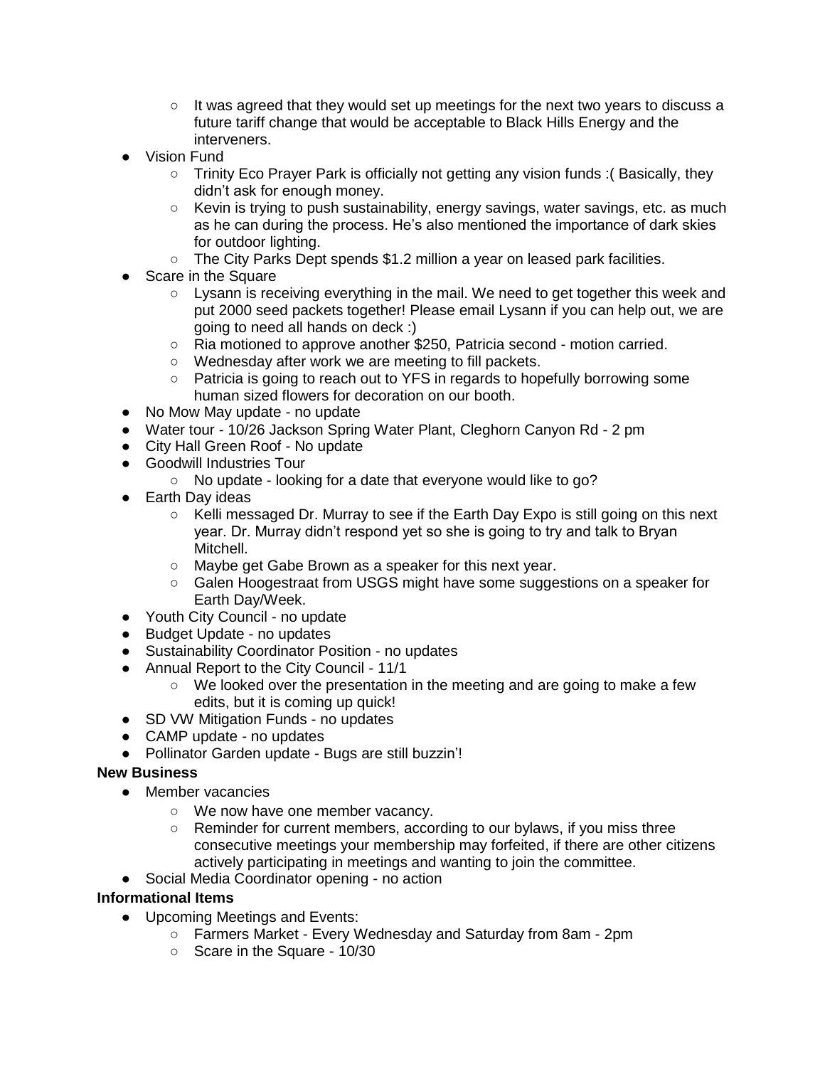- It was agreed that they would set up meetings for the next two years to discuss a future tariff change that would be acceptable to Black Hills Energy and the interveners.
- Vision Fund
    - Trinity Eco Prayer Park is officially not getting any vision funds :( Basically, they didn't ask for enough money.
    - Kevin is trying to push sustainability, energy savings, water savings, etc. as much as he can during the process. He's also mentioned the importance of dark skies for outdoor lighting.
    - The City Parks Dept spends $1.2 million a year on leased park facilities.
- Scare in the Square
    - Lysann is receiving everything in the mail. We need to get together this week and put 2000 seed packets together! Please email Lysann if you can help out, we are going to need all hands on deck :)
    - Ria motioned to approve another $250, Patricia second - motion carried.
    - Wednesday after work we are meeting to fill packets.
    - Patricia is going to reach out to YFS in regards to hopefully borrowing some human sized flowers for decoration on our booth.
- No Mow May update - no update
- Water tour - 10/26 Jackson Spring Water Plant, Cleghorn Canyon Rd - 2 pm
- City Hall Green Roof - No update
- Goodwill Industries Tour
    - No update - looking for a date that everyone would like to go?
- Earth Day ideas
    - Kelli messaged Dr. Murray to see if the Earth Day Expo is still going on this next year. Dr. Murray didn't respond yet so she is going to try and talk to Bryan Mitchell.
    - Maybe get Gabe Brown as a speaker for this next year.
    - Galen Hoogestraat from USGS might have some suggestions on a speaker for Earth Day/Week.
- Youth City Council - no update
- Budget Update - no updates
- Sustainability Coordinator Position - no updates
- Annual Report to the City Council - 11/1
    - We looked over the presentation in the meeting and are going to make a few edits, but it is coming up quick!
- SD VW Mitigation Funds - no updates
- CAMP update - no updates
- Pollinator Garden update - Bugs are still buzzin'!

**New Business**

- Member vacancies
    - We now have one member vacancy.
    - Reminder for current members, according to our bylaws, if you miss three consecutive meetings your membership may forfeited, if there are other citizens actively participating in meetings and wanting to join the committee.
- Social Media Coordinator opening - no action

**Informational Items**

- Upcoming Meetings and Events:
    - Farmers Market - Every Wednesday and Saturday from 8am - 2pm
    - Scare in the Square - 10/30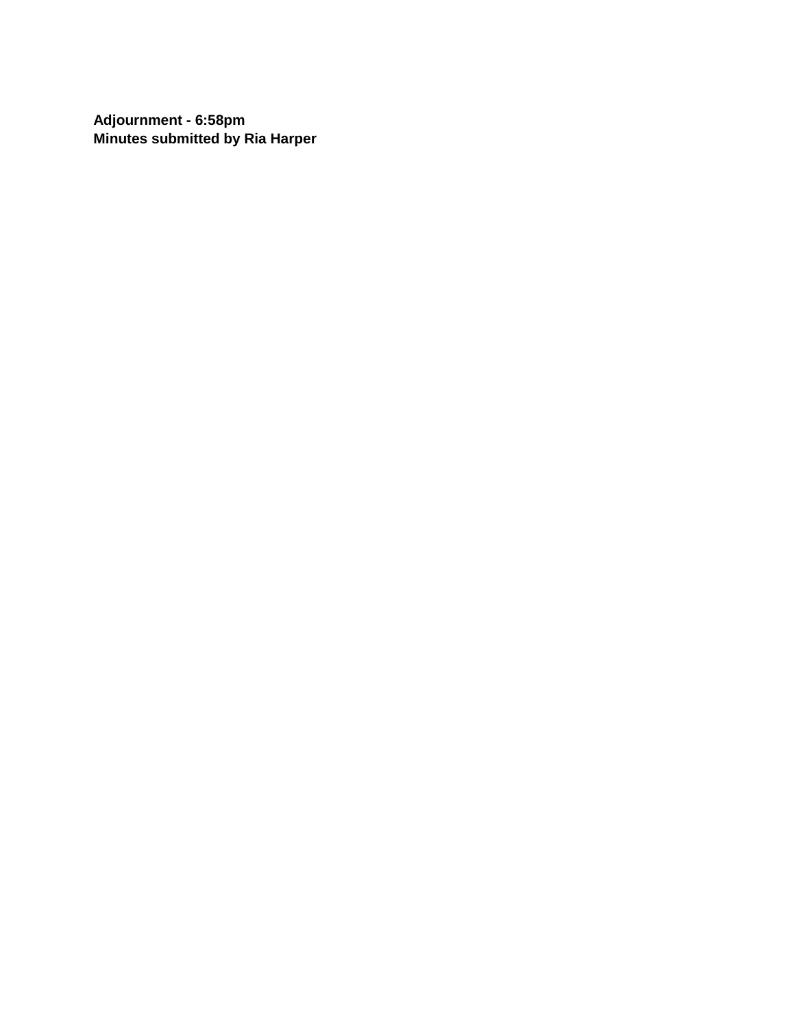**Adjournment - 6:58pm**
**Minutes submitted by Ria Harper**